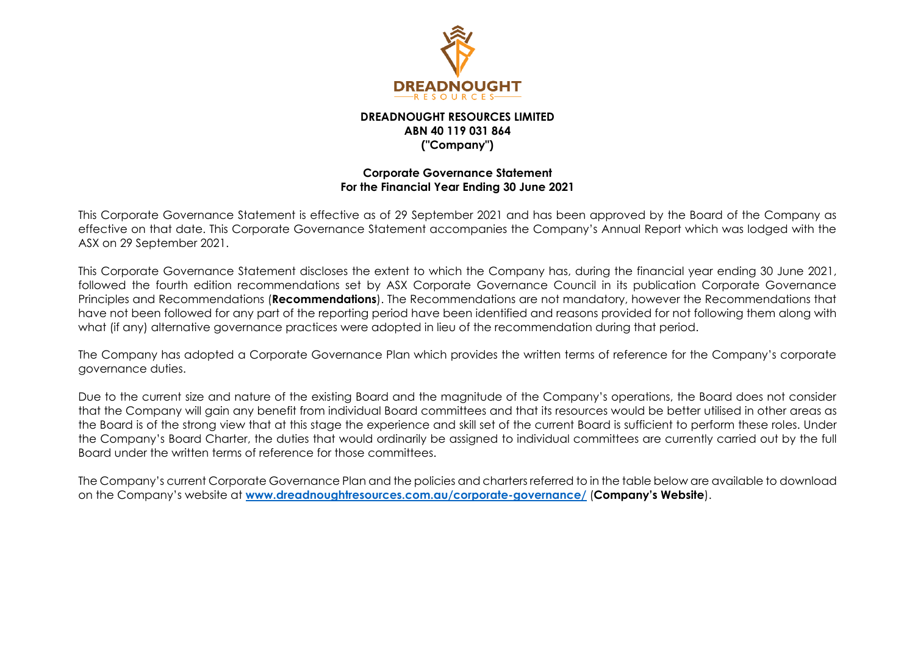**DREADNOUGHT RESOURCES LIMITED**
**ABN 40 119 031 864**
**("Company")**

**Corporate Governance Statement**
**For the Financial Year Ending 30 June 2021**

This Corporate Governance Statement is effective as of 29 September 2021 and has been approved by the Board of the Company as effective on that date. This Corporate Governance Statement accompanies the Company's Annual Report which was lodged with the ASX on 29 September 2021.

This Corporate Governance Statement discloses the extent to which the Company has, during the financial year ending 30 June 2021, followed the fourth edition recommendations set by ASX Corporate Governance Council in its publication Corporate Governance Principles and Recommendations (**Recommendations**). The Recommendations are not mandatory, however the Recommendations that have not been followed for any part of the reporting period have been identified and reasons provided for not following them along with what (if any) alternative governance practices were adopted in lieu of the recommendation during that period.

The Company has adopted a Corporate Governance Plan which provides the written terms of reference for the Company's corporate governance duties.

Due to the current size and nature of the existing Board and the magnitude of the Company's operations, the Board does not consider that the Company will gain any benefit from individual Board committees and that its resources would be better utilised in other areas as the Board is of the strong view that at this stage the experience and skill set of the current Board is sufficient to perform these roles. Under the Company's Board Charter, the duties that would ordinarily be assigned to individual committees are currently carried out by the full Board under the written terms of reference for those committees.

The Company's current Corporate Governance Plan and the policies and charters referred to in the table below are available to download on the Company's website at [www.dreadnoughtresources.com.au/corporate-governance/](http://www.dreadnoughtresources.com.au/corporate-governance/) (**Company's Website**).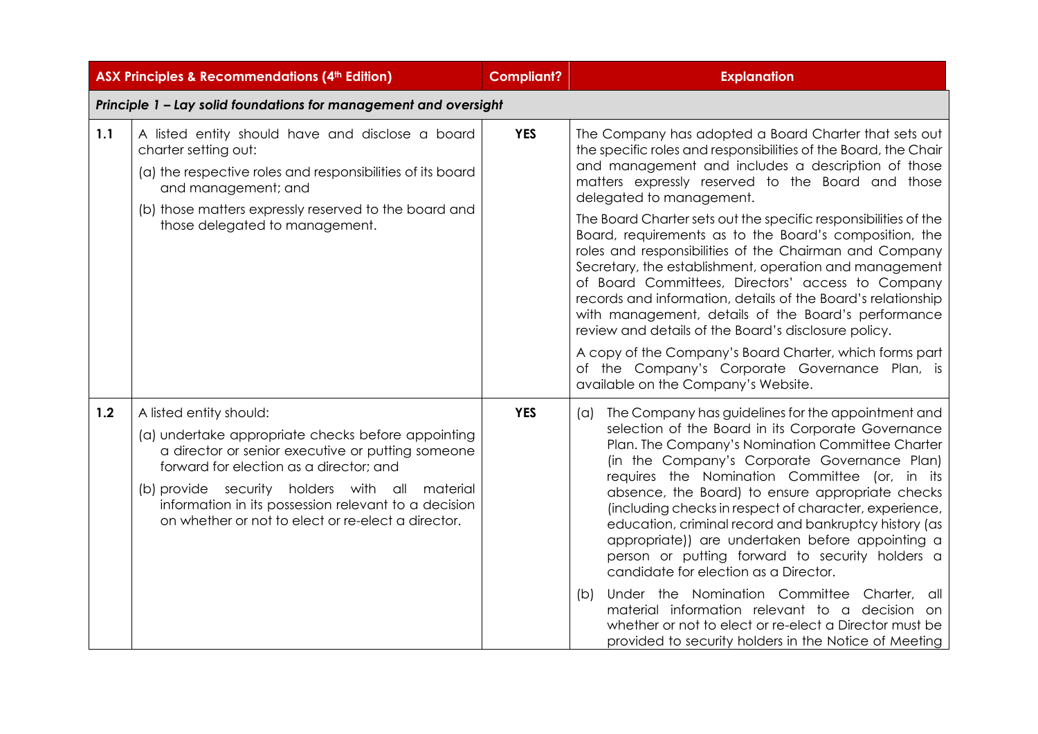| ASX Principles & Recommendations (4th Edition) | | Compliant? | Explanation |
|---|---|---|---|
| ***Principle 1 – Lay solid foundations for management and oversight*** | | | |
| **1.1** | A listed entity should have and disclose a board charter setting out:<br>(a) the respective roles and responsibilities of its board and management; and<br>(b) those matters expressly reserved to the board and those delegated to management. | **YES** | The Company has adopted a Board Charter that sets out the specific roles and responsibilities of the Board, the Chair and management and includes a description of those matters expressly reserved to the Board and those delegated to management.<br>The Board Charter sets out the specific responsibilities of the Board, requirements as to the Board's composition, the roles and responsibilities of the Chairman and Company Secretary, the establishment, operation and management of Board Committees, Directors' access to Company records and information, details of the Board's relationship with management, details of the Board's performance review and details of the Board's disclosure policy.<br>A copy of the Company's Board Charter, which forms part of the Company's Corporate Governance Plan, is available on the Company's Website. |
| **1.2** | A listed entity should:<br>(a) undertake appropriate checks before appointing a director or senior executive or putting someone forward for election as a director; and<br>(b) provide security holders with all material information in its possession relevant to a decision on whether or not to elect or re-elect a director. | **YES** | (a) The Company has guidelines for the appointment and selection of the Board in its Corporate Governance Plan. The Company's Nomination Committee Charter (in the Company's Corporate Governance Plan) requires the Nomination Committee (or, in its absence, the Board) to ensure appropriate checks (including checks in respect of character, experience, education, criminal record and bankruptcy history (as appropriate)) are undertaken before appointing a person or putting forward to security holders a candidate for election as a Director.<br>(b) Under the Nomination Committee Charter, all material information relevant to a decision on whether or not to elect or re-elect a Director must be provided to security holders in the Notice of Meeting |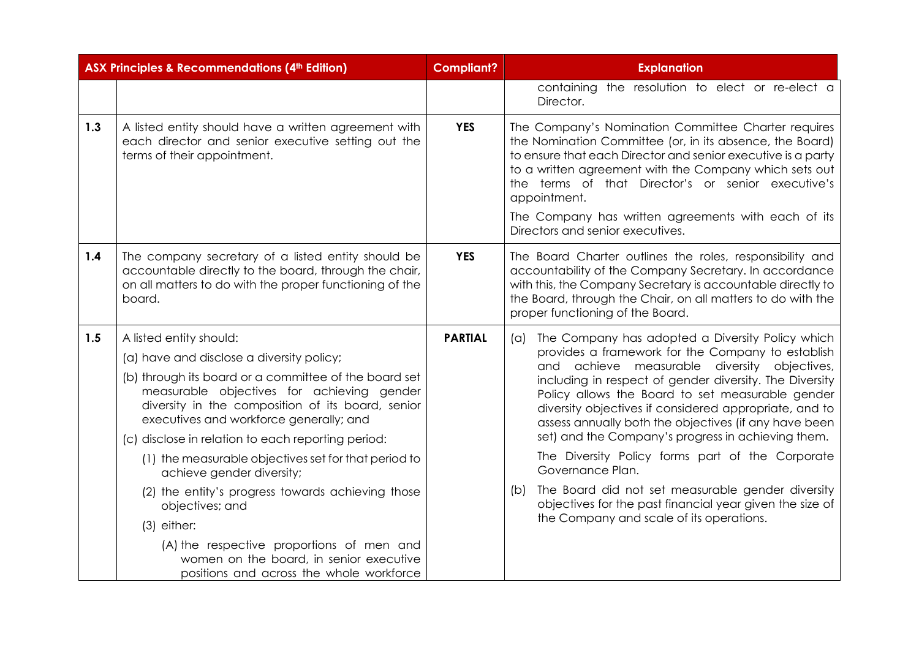| ASX Principles & Recommendations (4th Edition) | | Compliant? | Explanation |
|---|---|---|---|
| | | | containing the resolution to elect or re-elect a Director. |
| 1.3 | A listed entity should have a written agreement with each director and senior executive setting out the terms of their appointment. | YES | The Company's Nomination Committee Charter requires the Nomination Committee (or, in its absence, the Board) to ensure that each Director and senior executive is a party to a written agreement with the Company which sets out the terms of that Director's or senior executive's appointment.<br><br>The Company has written agreements with each of its Directors and senior executives. |
| 1.4 | The company secretary of a listed entity should be accountable directly to the board, through the chair, on all matters to do with the proper functioning of the board. | YES | The Board Charter outlines the roles, responsibility and accountability of the Company Secretary. In accordance with this, the Company Secretary is accountable directly to the Board, through the Chair, on all matters to do with the proper functioning of the Board. |
| 1.5 | A listed entity should:<br><br>(a) have and disclose a diversity policy;<br><br>(b) through its board or a committee of the board set measurable objectives for achieving gender diversity in the composition of its board, senior executives and workforce generally; and<br><br>(c) disclose in relation to each reporting period:<br><br>(1) the measurable objectives set for that period to achieve gender diversity;<br><br>(2) the entity's progress towards achieving those objectives; and<br><br>(3) either:<br><br>(A) the respective proportions of men and women on the board, in senior executive positions and across the whole workforce | PARTIAL | (a) The Company has adopted a Diversity Policy which provides a framework for the Company to establish and achieve measurable diversity objectives, including in respect of gender diversity. The Diversity Policy allows the Board to set measurable gender diversity objectives if considered appropriate, and to assess annually both the objectives (if any have been set) and the Company's progress in achieving them.<br><br>The Diversity Policy forms part of the Corporate Governance Plan.<br><br>(b) The Board did not set measurable gender diversity objectives for the past financial year given the size of the Company and scale of its operations. |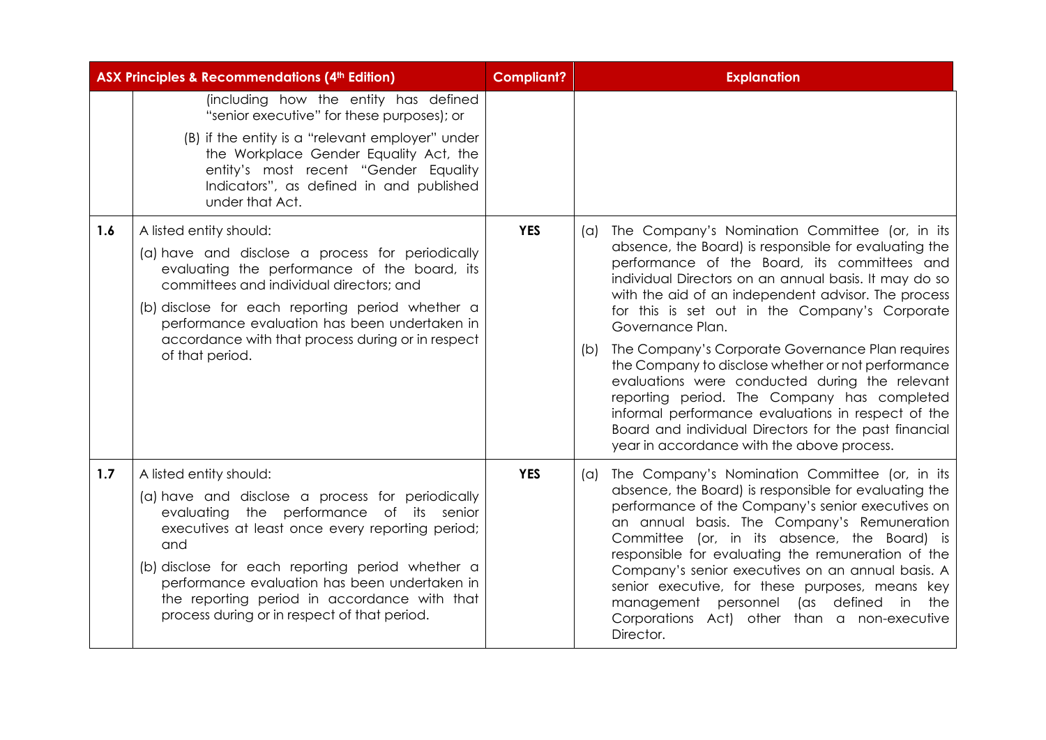| ASX Principles & Recommendations (4th Edition) | | Compliant? | Explanation |
|---|---|---|---|
| | (including how the entity has defined "senior executive" for these purposes); or<br><br>(B) if the entity is a "relevant employer" under the Workplace Gender Equality Act, the entity's most recent "Gender Equality Indicators", as defined in and published under that Act. | | |
| **1.6** | A listed entity should:<br><br>(a) have and disclose a process for periodically evaluating the performance of the board, its committees and individual directors; and<br><br>(b) disclose for each reporting period whether a performance evaluation has been undertaken in accordance with that process during or in respect of that period. | **YES** | (a) The Company's Nomination Committee (or, in its absence, the Board) is responsible for evaluating the performance of the Board, its committees and individual Directors on an annual basis. It may do so with the aid of an independent advisor. The process for this is set out in the Company's Corporate Governance Plan.<br><br>(b) The Company's Corporate Governance Plan requires the Company to disclose whether or not performance evaluations were conducted during the relevant reporting period. The Company has completed informal performance evaluations in respect of the Board and individual Directors for the past financial year in accordance with the above process. |
| **1.7** | A listed entity should:<br><br>(a) have and disclose a process for periodically evaluating the performance of its senior executives at least once every reporting period; and<br><br>(b) disclose for each reporting period whether a performance evaluation has been undertaken in the reporting period in accordance with that process during or in respect of that period. | **YES** | (a) The Company's Nomination Committee (or, in its absence, the Board) is responsible for evaluating the performance of the Company's senior executives on an annual basis. The Company's Remuneration Committee (or, in its absence, the Board) is responsible for evaluating the remuneration of the Company's senior executives on an annual basis. A senior executive, for these purposes, means key management personnel (as defined in the Corporations Act) other than a non-executive Director. |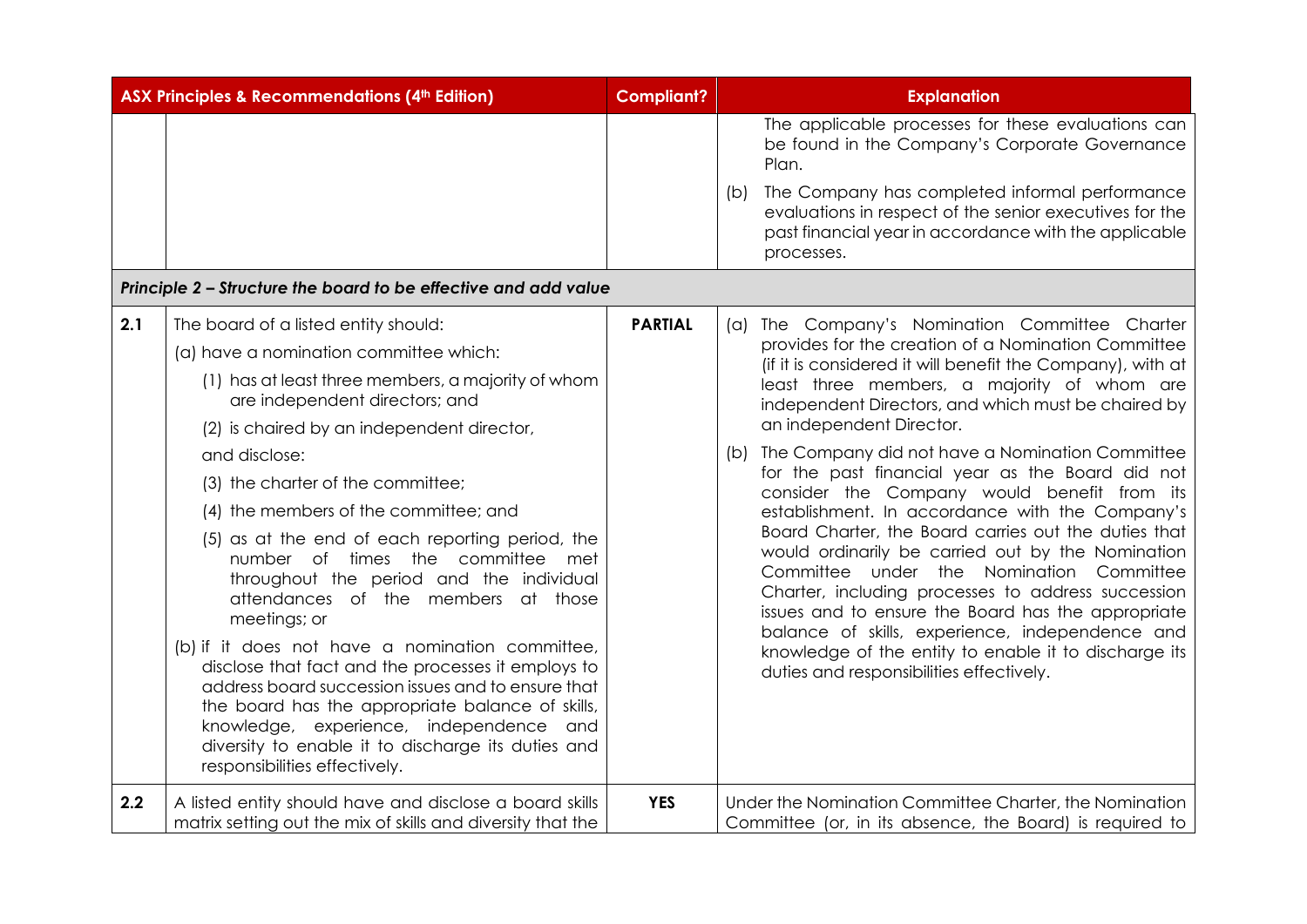| ASX Principles & Recommendations (4th Edition) | | Compliant? | Explanation |
|---|---|---|---|
| | | | The applicable processes for these evaluations can be found in the Company's Corporate Governance Plan.<br>(b) The Company has completed informal performance evaluations in respect of the senior executives for the past financial year in accordance with the applicable processes. |
| ***Principle 2 – Structure the board to be effective and add value*** | | | |
| **2.1** | The board of a listed entity should:<br>(a) have a nomination committee which:<br>(1) has at least three members, a majority of whom are independent directors; and<br>(2) is chaired by an independent director,<br>and disclose:<br>(3) the charter of the committee;<br>(4) the members of the committee; and<br>(5) as at the end of each reporting period, the number of times the committee met throughout the period and the individual attendances of the members at those meetings; or<br>(b) if it does not have a nomination committee, disclose that fact and the processes it employs to address board succession issues and to ensure that the board has the appropriate balance of skills, knowledge, experience, independence and diversity to enable it to discharge its duties and responsibilities effectively. | **PARTIAL** | (a) The Company's Nomination Committee Charter provides for the creation of a Nomination Committee (if it is considered it will benefit the Company), with at least three members, a majority of whom are independent Directors, and which must be chaired by an independent Director.<br>(b) The Company did not have a Nomination Committee for the past financial year as the Board did not consider the Company would benefit from its establishment. In accordance with the Company's Board Charter, the Board carries out the duties that would ordinarily be carried out by the Nomination Committee under the Nomination Committee Charter, including processes to address succession issues and to ensure the Board has the appropriate balance of skills, experience, independence and knowledge of the entity to enable it to discharge its duties and responsibilities effectively. |
| **2.2** | A listed entity should have and disclose a board skills matrix setting out the mix of skills and diversity that the | **YES** | Under the Nomination Committee Charter, the Nomination Committee (or, in its absence, the Board) is required to |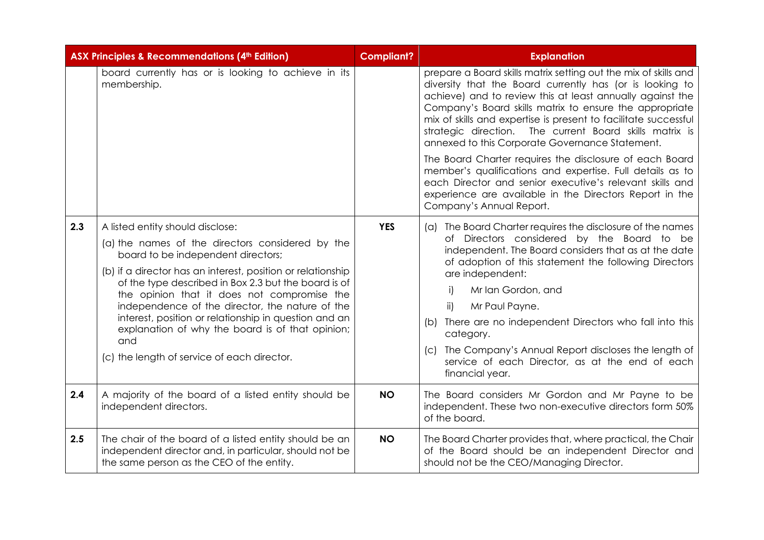| ASX Principles & Recommendations (4th Edition) | | Compliant? | Explanation |
|---|---|---|---|
| | board currently has or is looking to achieve in its membership. | | prepare a Board skills matrix setting out the mix of skills and diversity that the Board currently has (or is looking to achieve) and to review this at least annually against the Company's Board skills matrix to ensure the appropriate mix of skills and expertise is present to facilitate successful strategic direction. The current Board skills matrix is annexed to this Corporate Governance Statement.<br><br>The Board Charter requires the disclosure of each Board member's qualifications and expertise. Full details as to each Director and senior executive's relevant skills and experience are available in the Directors Report in the Company's Annual Report. |
| **2.3** | A listed entity should disclose:<br>(a) the names of the directors considered by the board to be independent directors;<br>(b) if a director has an interest, position or relationship of the type described in Box 2.3 but the board is of the opinion that it does not compromise the independence of the director, the nature of the interest, position or relationship in question and an explanation of why the board is of that opinion; and<br>(c) the length of service of each director. | **YES** | (a) The Board Charter requires the disclosure of the names of Directors considered by the Board to be independent. The Board considers that as at the date of adoption of this statement the following Directors are independent:<br>i) Mr Ian Gordon, and<br>ii) Mr Paul Payne.<br>(b) There are no independent Directors who fall into this category.<br>(c) The Company's Annual Report discloses the length of service of each Director, as at the end of each financial year. |
| **2.4** | A majority of the board of a listed entity should be independent directors. | **NO** | The Board considers Mr Gordon and Mr Payne to be independent. These two non-executive directors form 50% of the board. |
| **2.5** | The chair of the board of a listed entity should be an independent director and, in particular, should not be the same person as the CEO of the entity. | **NO** | The Board Charter provides that, where practical, the Chair of the Board should be an independent Director and should not be the CEO/Managing Director. |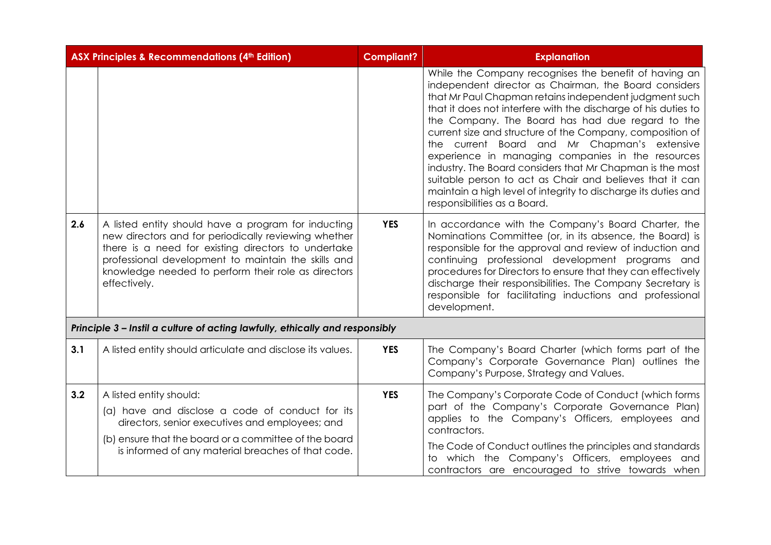| ASX Principles & Recommendations (4th Edition) | | Compliant? | Explanation |
|---|---|---|---|
| | | | While the Company recognises the benefit of having an independent director as Chairman, the Board considers that Mr Paul Chapman retains independent judgment such that it does not interfere with the discharge of his duties to the Company. The Board has had due regard to the current size and structure of the Company, composition of the current Board and Mr Chapman's extensive experience in managing companies in the resources industry. The Board considers that Mr Chapman is the most suitable person to act as Chair and believes that it can maintain a high level of integrity to discharge its duties and responsibilities as a Board. |
| 2.6 | A listed entity should have a program for inducting new directors and for periodically reviewing whether there is a need for existing directors to undertake professional development to maintain the skills and knowledge needed to perform their role as directors effectively. | YES | In accordance with the Company's Board Charter, the Nominations Committee (or, in its absence, the Board) is responsible for the approval and review of induction and continuing professional development programs and procedures for Directors to ensure that they can effectively discharge their responsibilities. The Company Secretary is responsible for facilitating inductions and professional development. |
| ***Principle 3 – Instil a culture of acting lawfully, ethically and responsibly*** | | | |
| 3.1 | A listed entity should articulate and disclose its values. | YES | The Company's Board Charter (which forms part of the Company's Corporate Governance Plan) outlines the Company's Purpose, Strategy and Values. |
| 3.2 | A listed entity should:<br>(a) have and disclose a code of conduct for its directors, senior executives and employees; and<br>(b) ensure that the board or a committee of the board is informed of any material breaches of that code. | YES | The Company's Corporate Code of Conduct (which forms part of the Company's Corporate Governance Plan) applies to the Company's Officers, employees and contractors.<br>The Code of Conduct outlines the principles and standards to which the Company's Officers, employees and contractors are encouraged to strive towards when |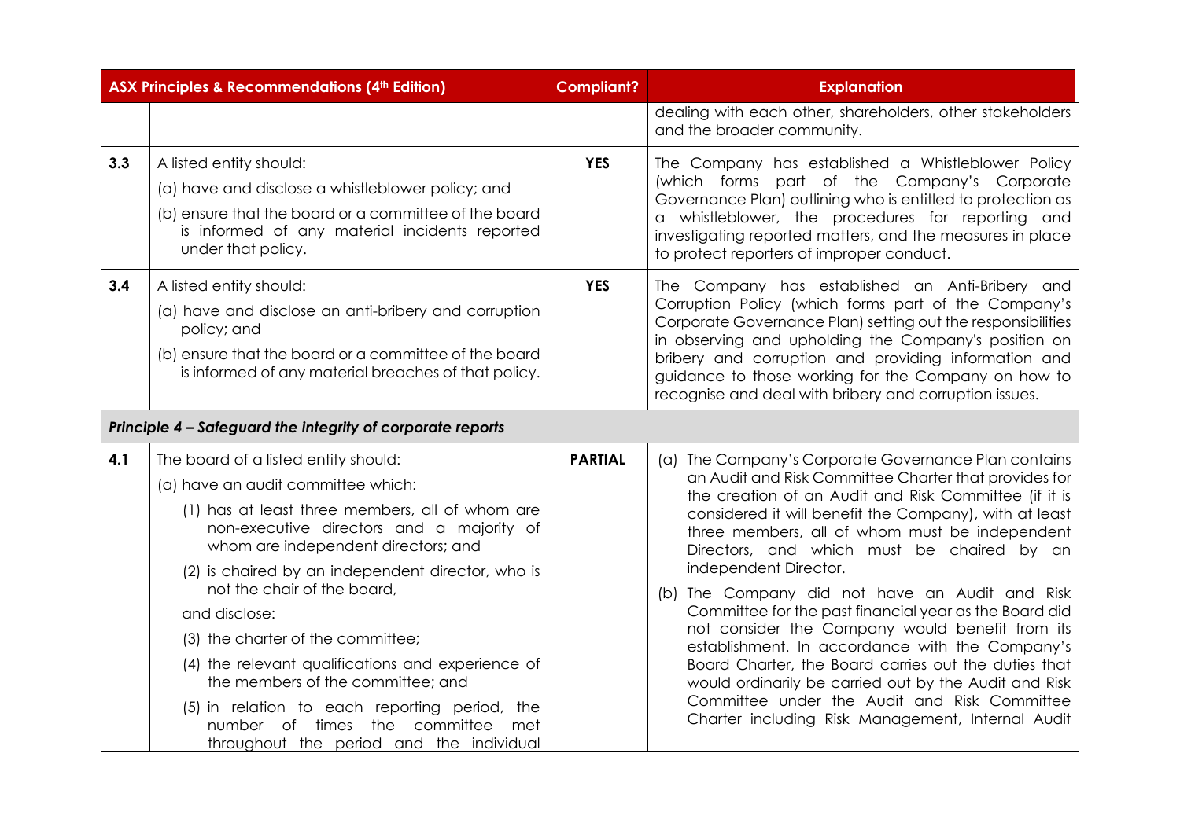| ASX Principles & Recommendations (4th Edition) | | Compliant? | Explanation |
|---|---|---|---|
| | | | dealing with each other, shareholders, other stakeholders and the broader community. |
| **3.3** | A listed entity should:<br>(a) have and disclose a whistleblower policy; and<br>(b) ensure that the board or a committee of the board is informed of any material incidents reported under that policy. | **YES** | The Company has established a Whistleblower Policy (which forms part of the Company's Corporate Governance Plan) outlining who is entitled to protection as a whistleblower, the procedures for reporting and investigating reported matters, and the measures in place to protect reporters of improper conduct. |
| **3.4** | A listed entity should:<br>(a) have and disclose an anti-bribery and corruption policy; and<br>(b) ensure that the board or a committee of the board is informed of any material breaches of that policy. | **YES** | The Company has established an Anti-Bribery and Corruption Policy (which forms part of the Company's Corporate Governance Plan) setting out the responsibilities in observing and upholding the Company's position on bribery and corruption and providing information and guidance to those working for the Company on how to recognise and deal with bribery and corruption issues. |
| ***Principle 4 – Safeguard the integrity of corporate reports*** | | | |
| **4.1** | The board of a listed entity should:<br>(a) have an audit committee which:<br>(1) has at least three members, all of whom are non-executive directors and a majority of whom are independent directors; and<br>(2) is chaired by an independent director, who is not the chair of the board,<br>and disclose:<br>(3) the charter of the committee;<br>(4) the relevant qualifications and experience of the members of the committee; and<br>(5) in relation to each reporting period, the number of times the committee met throughout the period and the individual | **PARTIAL** | (a) The Company's Corporate Governance Plan contains an Audit and Risk Committee Charter that provides for the creation of an Audit and Risk Committee (if it is considered it will benefit the Company), with at least three members, all of whom must be independent Directors, and which must be chaired by an independent Director.<br>(b) The Company did not have an Audit and Risk Committee for the past financial year as the Board did not consider the Company would benefit from its establishment. In accordance with the Company's Board Charter, the Board carries out the duties that would ordinarily be carried out by the Audit and Risk Committee under the Audit and Risk Committee Charter including Risk Management, Internal Audit |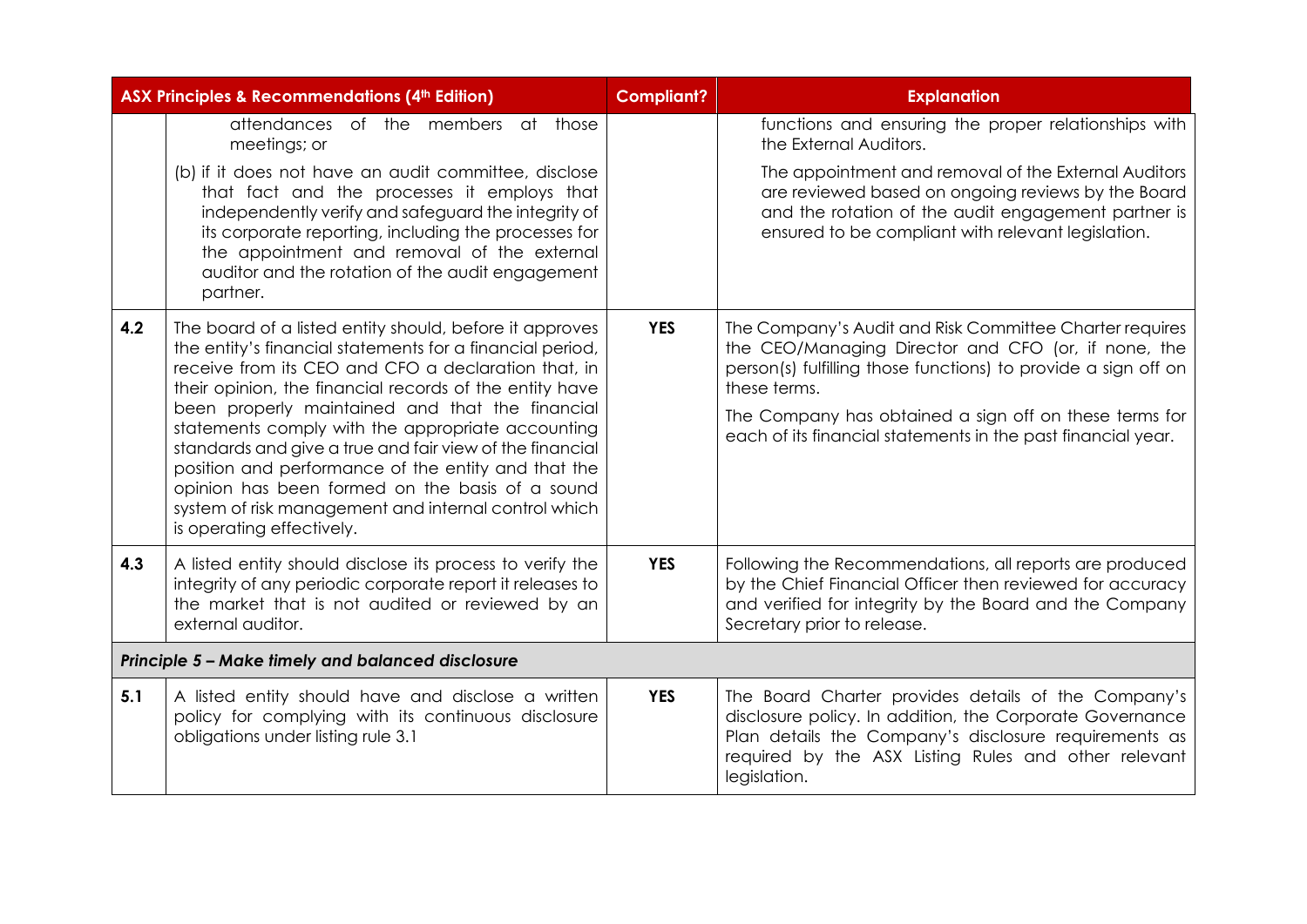| ASX Principles & Recommendations (4th Edition) | | Compliant? | Explanation |
|---|---|---|---|
| | attendances of the members at those meetings; or<br><br>(b) if it does not have an audit committee, disclose that fact and the processes it employs that independently verify and safeguard the integrity of its corporate reporting, including the processes for the appointment and removal of the external auditor and the rotation of the audit engagement partner. | | functions and ensuring the proper relationships with the External Auditors.<br><br>The appointment and removal of the External Auditors are reviewed based on ongoing reviews by the Board and the rotation of the audit engagement partner is ensured to be compliant with relevant legislation. |
| **4.2** | The board of a listed entity should, before it approves the entity's financial statements for a financial period, receive from its CEO and CFO a declaration that, in their opinion, the financial records of the entity have been properly maintained and that the financial statements comply with the appropriate accounting standards and give a true and fair view of the financial position and performance of the entity and that the opinion has been formed on the basis of a sound system of risk management and internal control which is operating effectively. | **YES** | The Company's Audit and Risk Committee Charter requires the CEO/Managing Director and CFO (or, if none, the person(s) fulfilling those functions) to provide a sign off on these terms.<br><br>The Company has obtained a sign off on these terms for each of its financial statements in the past financial year. |
| **4.3** | A listed entity should disclose its process to verify the integrity of any periodic corporate report it releases to the market that is not audited or reviewed by an external auditor. | **YES** | Following the Recommendations, all reports are produced by the Chief Financial Officer then reviewed for accuracy and verified for integrity by the Board and the Company Secretary prior to release. |
| ***Principle 5 – Make timely and balanced disclosure*** | | | |
| **5.1** | A listed entity should have and disclose a written policy for complying with its continuous disclosure obligations under listing rule 3.1 | **YES** | The Board Charter provides details of the Company's disclosure policy. In addition, the Corporate Governance Plan details the Company's disclosure requirements as required by the ASX Listing Rules and other relevant legislation. |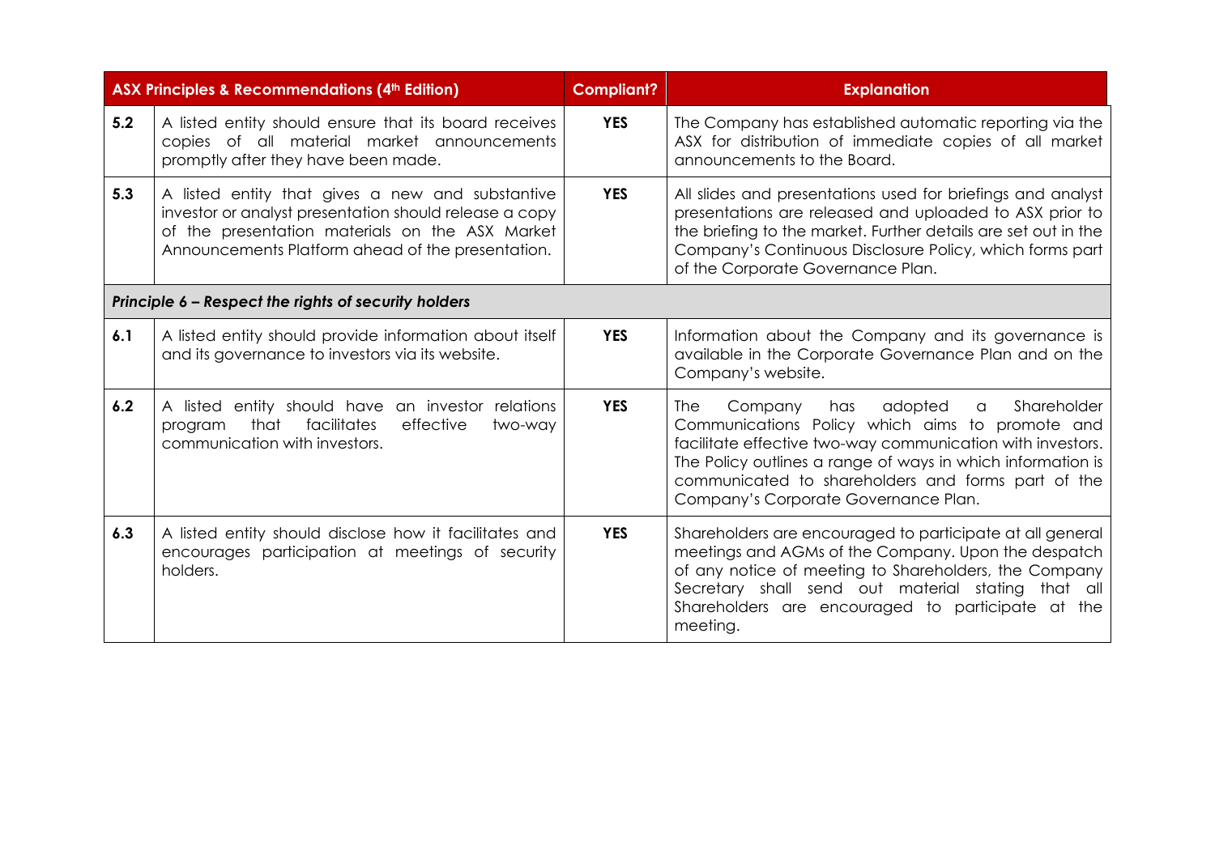| ASX Principles & Recommendations (4th Edition) | | Compliant? | Explanation |
|---|---|---|---|
| **5.2** | A listed entity should ensure that its board receives copies of all material market announcements promptly after they have been made. | **YES** | The Company has established automatic reporting via the ASX for distribution of immediate copies of all market announcements to the Board. |
| **5.3** | A listed entity that gives a new and substantive investor or analyst presentation should release a copy of the presentation materials on the ASX Market Announcements Platform ahead of the presentation. | **YES** | All slides and presentations used for briefings and analyst presentations are released and uploaded to ASX prior to the briefing to the market. Further details are set out in the Company's Continuous Disclosure Policy, which forms part of the Corporate Governance Plan. |
| ***Principle 6 – Respect the rights of security holders*** | | | |
| **6.1** | A listed entity should provide information about itself and its governance to investors via its website. | **YES** | Information about the Company and its governance is available in the Corporate Governance Plan and on the Company's website. |
| **6.2** | A listed entity should have an investor relations program that facilitates effective two-way communication with investors. | **YES** | The Company has adopted a Shareholder Communications Policy which aims to promote and facilitate effective two-way communication with investors. The Policy outlines a range of ways in which information is communicated to shareholders and forms part of the Company's Corporate Governance Plan. |
| **6.3** | A listed entity should disclose how it facilitates and encourages participation at meetings of security holders. | **YES** | Shareholders are encouraged to participate at all general meetings and AGMs of the Company. Upon the despatch of any notice of meeting to Shareholders, the Company Secretary shall send out material stating that all Shareholders are encouraged to participate at the meeting. |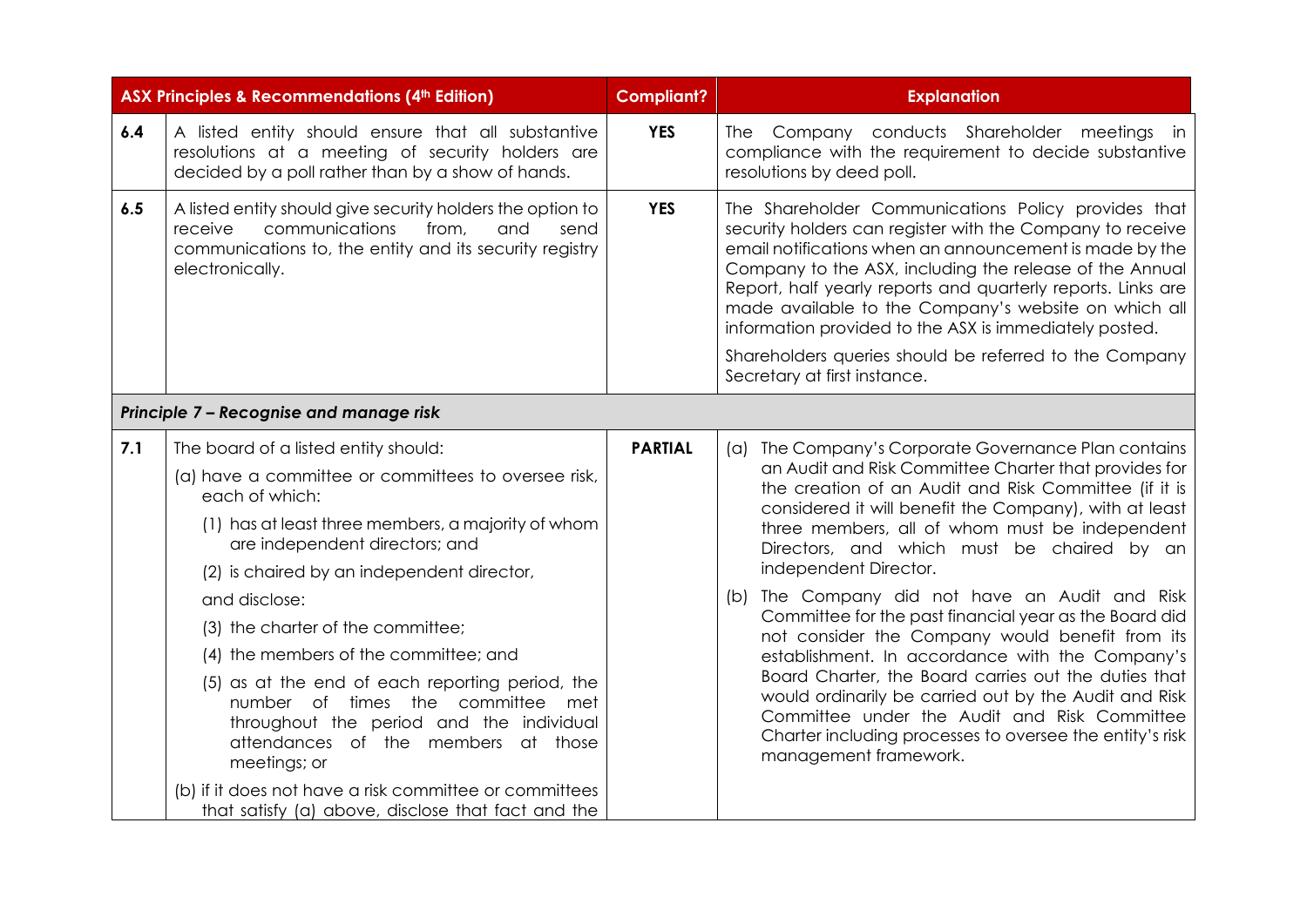| ASX Principles & Recommendations (4th Edition) | | Compliant? | Explanation |
|---|---|---|---|
| **6.4** | A listed entity should ensure that all substantive resolutions at a meeting of security holders are decided by a poll rather than by a show of hands. | **YES** | The Company conducts Shareholder meetings in compliance with the requirement to decide substantive resolutions by deed poll. |
| **6.5** | A listed entity should give security holders the option to receive communications from, and send communications to, the entity and its security registry electronically. | **YES** | The Shareholder Communications Policy provides that security holders can register with the Company to receive email notifications when an announcement is made by the Company to the ASX, including the release of the Annual Report, half yearly reports and quarterly reports. Links are made available to the Company's website on which all information provided to the ASX is immediately posted.<br><br>Shareholders queries should be referred to the Company Secretary at first instance. |
| ***Principle 7 – Recognise and manage risk*** | | | |
| **7.1** | The board of a listed entity should:<br>(a) have a committee or committees to oversee risk, each of which:<br>(1) has at least three members, a majority of whom are independent directors; and<br>(2) is chaired by an independent director,<br>and disclose:<br>(3) the charter of the committee;<br>(4) the members of the committee; and<br>(5) as at the end of each reporting period, the number of times the committee met throughout the period and the individual attendances of the members at those meetings; or<br>(b) if it does not have a risk committee or committees that satisfy (a) above, disclose that fact and the | **PARTIAL** | (a) The Company's Corporate Governance Plan contains an Audit and Risk Committee Charter that provides for the creation of an Audit and Risk Committee (if it is considered it will benefit the Company), with at least three members, all of whom must be independent Directors, and which must be chaired by an independent Director.<br>(b) The Company did not have an Audit and Risk Committee for the past financial year as the Board did not consider the Company would benefit from its establishment. In accordance with the Company's Board Charter, the Board carries out the duties that would ordinarily be carried out by the Audit and Risk Committee under the Audit and Risk Committee Charter including processes to oversee the entity's risk management framework. |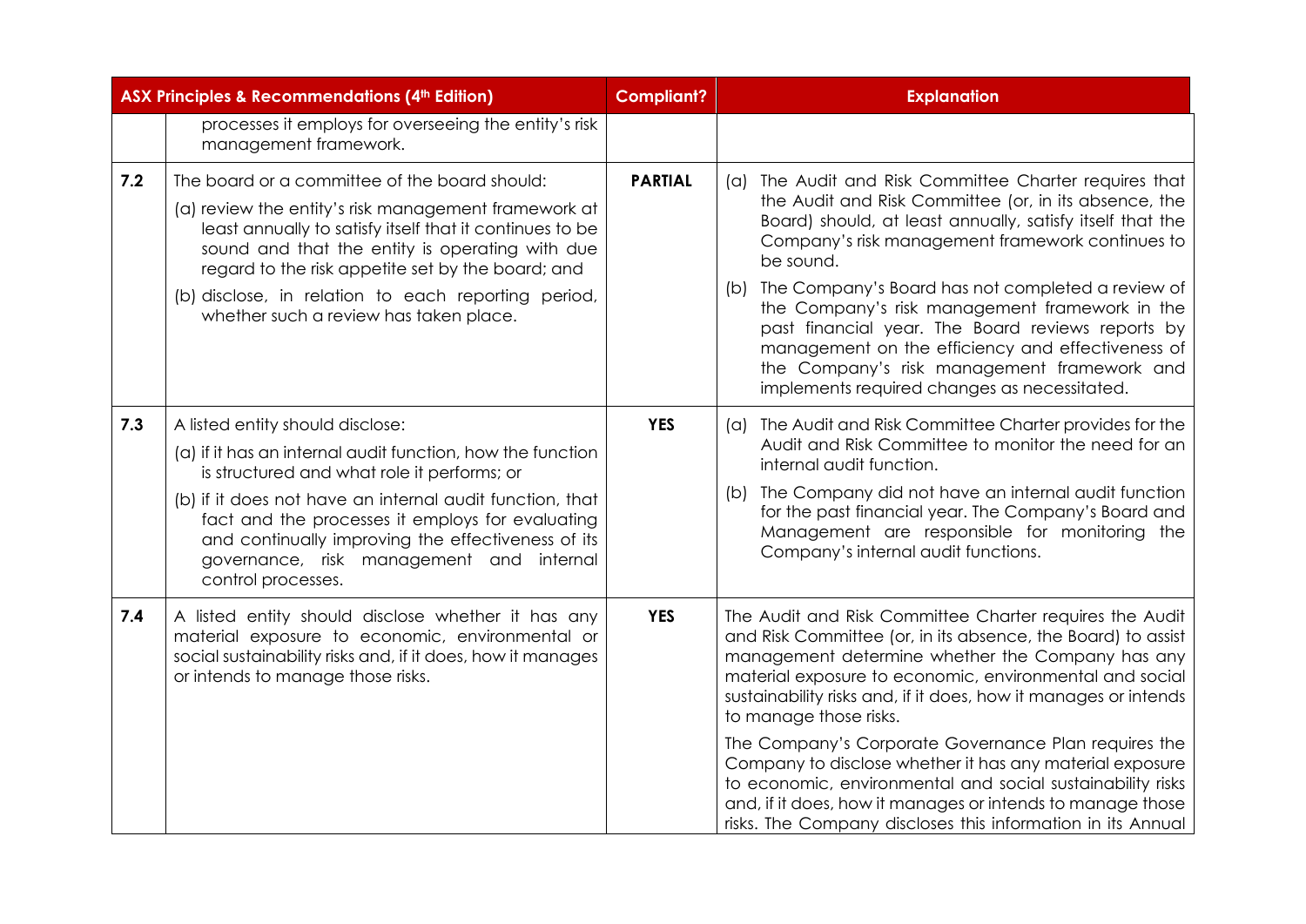| ASX Principles & Recommendations (4th Edition) | | Compliant? | Explanation |
|---|---|---|---|
| | processes it employs for overseeing the entity's risk management framework. | | |
| 7.2 | The board or a committee of the board should:<br>(a) review the entity's risk management framework at least annually to satisfy itself that it continues to be sound and that the entity is operating with due regard to the risk appetite set by the board; and<br>(b) disclose, in relation to each reporting period, whether such a review has taken place. | **PARTIAL** | (a) The Audit and Risk Committee Charter requires that the Audit and Risk Committee (or, in its absence, the Board) should, at least annually, satisfy itself that the Company's risk management framework continues to be sound.<br>(b) The Company's Board has not completed a review of the Company's risk management framework in the past financial year. The Board reviews reports by management on the efficiency and effectiveness of the Company's risk management framework and implements required changes as necessitated. |
| 7.3 | A listed entity should disclose:<br>(a) if it has an internal audit function, how the function is structured and what role it performs; or<br>(b) if it does not have an internal audit function, that fact and the processes it employs for evaluating and continually improving the effectiveness of its governance, risk management and internal control processes. | **YES** | (a) The Audit and Risk Committee Charter provides for the Audit and Risk Committee to monitor the need for an internal audit function.<br>(b) The Company did not have an internal audit function for the past financial year. The Company's Board and Management are responsible for monitoring the Company's internal audit functions. |
| 7.4 | A listed entity should disclose whether it has any material exposure to economic, environmental or social sustainability risks and, if it does, how it manages or intends to manage those risks. | **YES** | The Audit and Risk Committee Charter requires the Audit and Risk Committee (or, in its absence, the Board) to assist management determine whether the Company has any material exposure to economic, environmental and social sustainability risks and, if it does, how it manages or intends to manage those risks.<br>The Company's Corporate Governance Plan requires the Company to disclose whether it has any material exposure to economic, environmental and social sustainability risks and, if it does, how it manages or intends to manage those risks. The Company discloses this information in its Annual |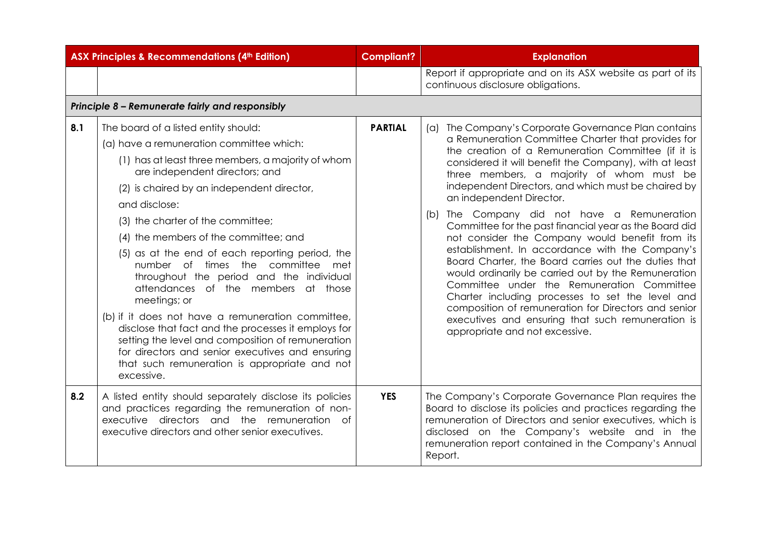| ASX Principles & Recommendations (4th Edition) | | Compliant? | Explanation |
|---|---|---|---|
| | | | Report if appropriate and on its ASX website as part of its continuous disclosure obligations. |
| ***Principle 8 – Remunerate fairly and responsibly*** | | | |
| **8.1** | The board of a listed entity should:<br>(a) have a remuneration committee which:<br>(1) has at least three members, a majority of whom are independent directors; and<br>(2) is chaired by an independent director,<br>and disclose:<br>(3) the charter of the committee;<br>(4) the members of the committee; and<br>(5) as at the end of each reporting period, the number of times the committee met throughout the period and the individual attendances of the members at those meetings; or<br>(b) if it does not have a remuneration committee, disclose that fact and the processes it employs for setting the level and composition of remuneration for directors and senior executives and ensuring that such remuneration is appropriate and not excessive. | **PARTIAL** | (a) The Company's Corporate Governance Plan contains a Remuneration Committee Charter that provides for the creation of a Remuneration Committee (if it is considered it will benefit the Company), with at least three members, a majority of whom must be independent Directors, and which must be chaired by an independent Director.<br>(b) The Company did not have a Remuneration Committee for the past financial year as the Board did not consider the Company would benefit from its establishment. In accordance with the Company's Board Charter, the Board carries out the duties that would ordinarily be carried out by the Remuneration Committee under the Remuneration Committee Charter including processes to set the level and composition of remuneration for Directors and senior executives and ensuring that such remuneration is appropriate and not excessive. |
| **8.2** | A listed entity should separately disclose its policies and practices regarding the remuneration of non-executive directors and the remuneration of executive directors and other senior executives. | **YES** | The Company's Corporate Governance Plan requires the Board to disclose its policies and practices regarding the remuneration of Directors and senior executives, which is disclosed on the Company's website and in the remuneration report contained in the Company's Annual Report. |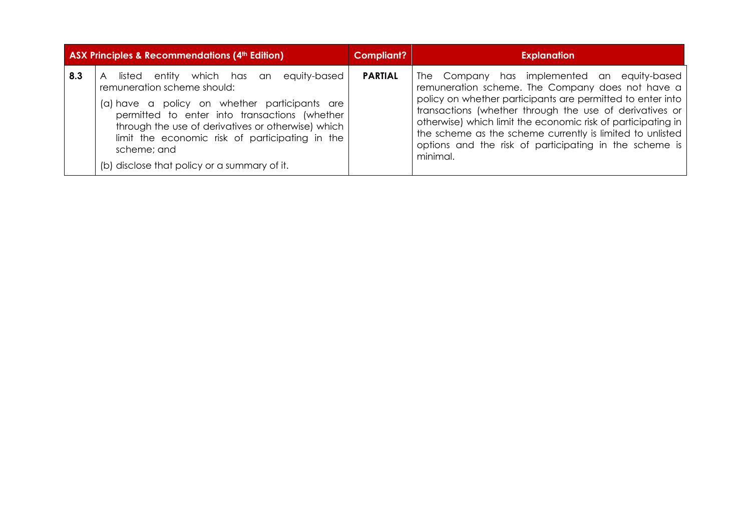| | ASX Principles & Recommendations (4th Edition) | Compliant? | Explanation |
|---|---|---|---|
| 8.3 | A listed entity which has an equity-based remuneration scheme should:<br>(a) have a policy on whether participants are permitted to enter into transactions (whether through the use of derivatives or otherwise) which limit the economic risk of participating in the scheme; and<br>(b) disclose that policy or a summary of it. | **PARTIAL** | The Company has implemented an equity-based remuneration scheme. The Company does not have a policy on whether participants are permitted to enter into transactions (whether through the use of derivatives or otherwise) which limit the economic risk of participating in the scheme as the scheme currently is limited to unlisted options and the risk of participating in the scheme is minimal. |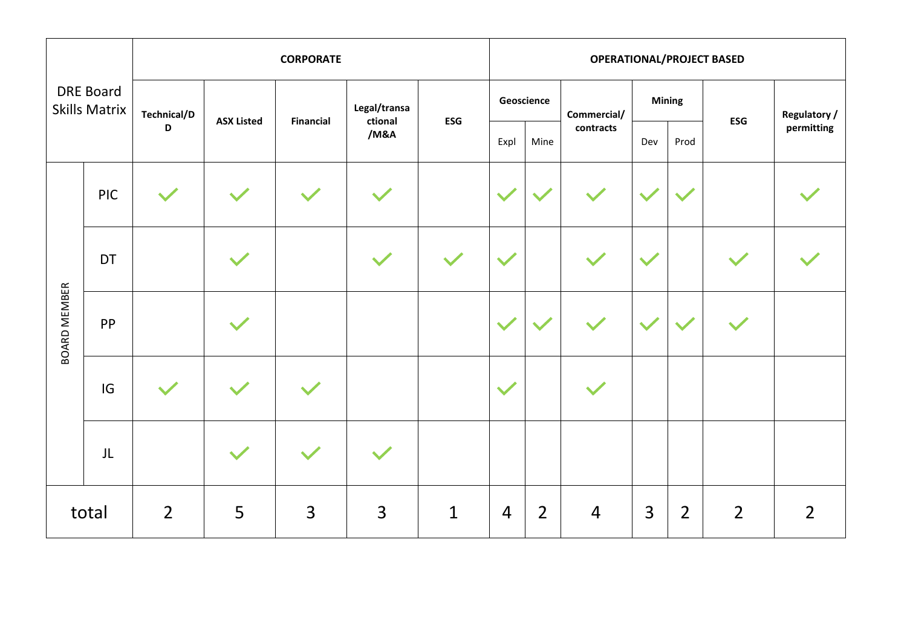| DRE Board Skills Matrix | | CORPORATE | | | | | OPERATIONAL/PROJECT BASED | | | | | | |
|---|---|---|---|---|---|---|---|---|---|---|---|---|---|
| | | Technical/DD | ASX Listed | Financial | Legal/transactional/M&A | ESG | Geoscience | | Commercial/contracts | Mining | | ESG | Regulatory / permitting |
| | | | | | | | Expl | Mine | | Dev | Prod | | |
| BOARD MEMBER | PIC | ✓ | ✓ | ✓ | ✓ | | ✓ | ✓ | ✓ | ✓ | ✓ | | ✓ |
| | DT | | ✓ | | ✓ | ✓ | ✓ | | ✓ | ✓ | | ✓ | ✓ |
| | PP | | ✓ | | | | ✓ | ✓ | ✓ | ✓ | ✓ | ✓ | |
| | IG | ✓ | ✓ | ✓ | | | ✓ | | ✓ | | | | |
| | JL | | ✓ | ✓ | ✓ | | | | | | | | |
| total | | 2 | 5 | 3 | 3 | 1 | 4 | 2 | 4 | 3 | 2 | 2 | 2 |